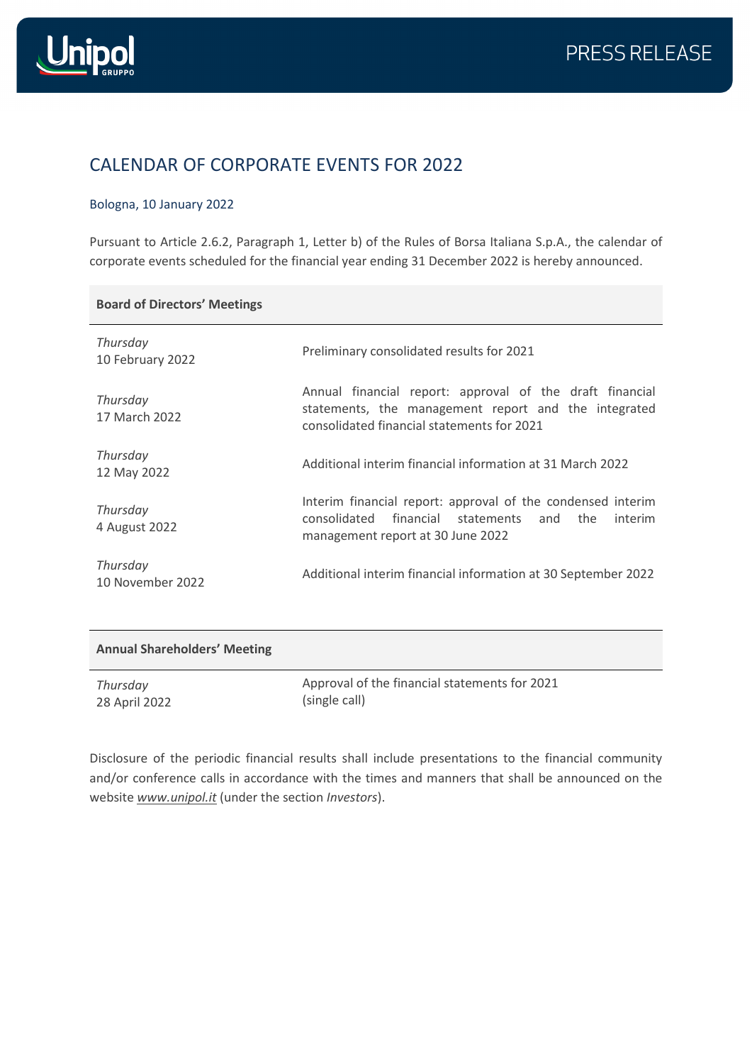PRESS RELEASE

# CALENDAR OF CORPORATE EVENTS FOR 2022

Bologna, 10 January 2022

Pursuant to Article 2.6.2, Paragraph 1, Letter b) of the Rules of Borsa Italiana S.p.A., the calendar of corporate events scheduled for the financial year ending 31 December 2022 is hereby announced.

| **Board of Directors' Meetings** | |
|---|---|
| *Thursday* 10 February 2022 | Preliminary consolidated results for 2021 |
| *Thursday* 17 March 2022 | Annual financial report: approval of the draft financial statements, the management report and the integrated consolidated financial statements for 2021 |
| *Thursday* 12 May 2022 | Additional interim financial information at 31 March 2022 |
| *Thursday* 4 August 2022 | Interim financial report: approval of the condensed interim consolidated financial statements and the interim management report at 30 June 2022 |
| *Thursday* 10 November 2022 | Additional interim financial information at 30 September 2022 |

| **Annual Shareholders' Meeting** | |
|---|---|
| *Thursday* 28 April 2022 | Approval of the financial statements for 2021 (single call) |

Disclosure of the periodic financial results shall include presentations to the financial community and/or conference calls in accordance with the times and manners that shall be announced on the website *www.unipol.it* (under the section *Investors*).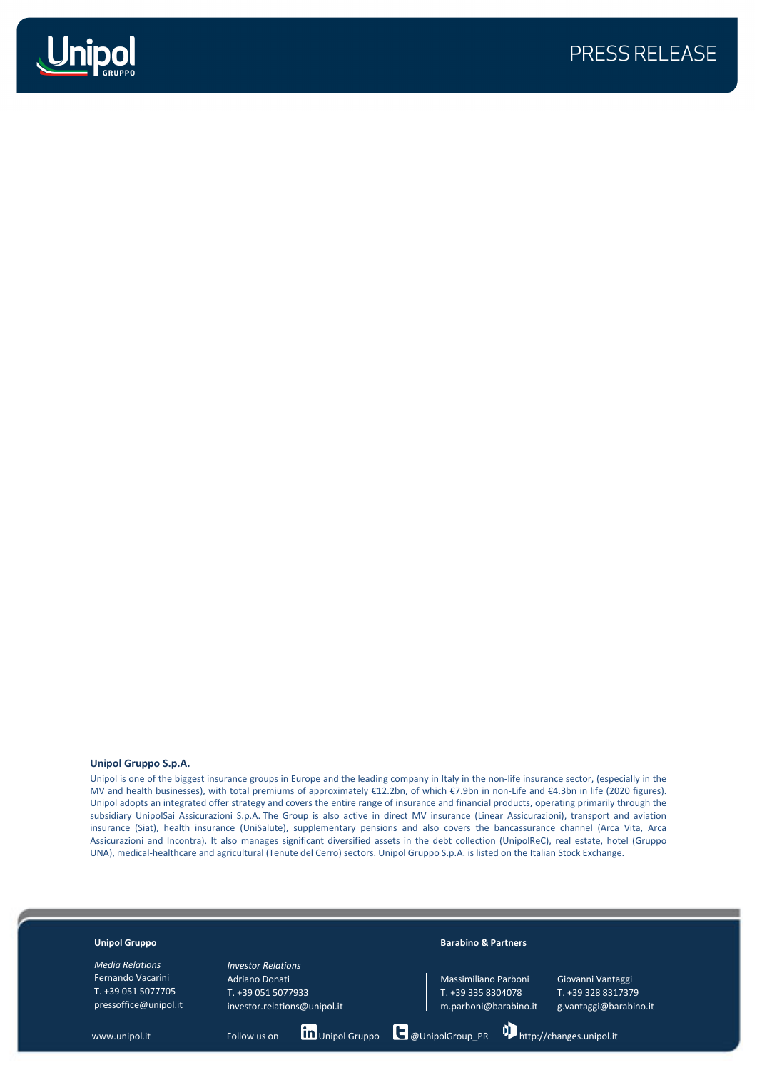**Unipol Gruppo S.p.A.**

Unipol is one of the biggest insurance groups in Europe and the leading company in Italy in the non-life insurance sector, (especially in the MV and health businesses), with total premiums of approximately €12.2bn, of which €7.9bn in non-Life and €4.3bn in life (2020 figures). Unipol adopts an integrated offer strategy and covers the entire range of insurance and financial products, operating primarily through the subsidiary UnipolSai Assicurazioni S.p.A. The Group is also active in direct MV insurance (Linear Assicurazioni), transport and aviation insurance (Siat), health insurance (UniSalute), supplementary pensions and also covers the bancassurance channel (Arca Vita, Arca Assicurazioni and Incontra). It also manages significant diversified assets in the debt collection (UnipolReC), real estate, hotel (Gruppo UNA), medical-healthcare and agricultural (Tenute del Cerro) sectors. Unipol Gruppo S.p.A. is listed on the Italian Stock Exchange.

**Unipol Gruppo**

*Media Relations*
Fernando Vacarini
T. +39 051 5077705
pressoffice@unipol.it

*Investor Relations*
Adriano Donati
T. +39 051 5077933
investor.relations@unipol.it

**Barabino & Partners**

Massimiliano Parboni
T. +39 335 8304078
m.parboni@barabino.it

Giovanni Vantaggi
T. +39 328 8317379
g.vantaggi@barabino.it

www.unipol.it

Follow us on Unipol Gruppo @UnipolGroup_PR http://changes.unipol.it